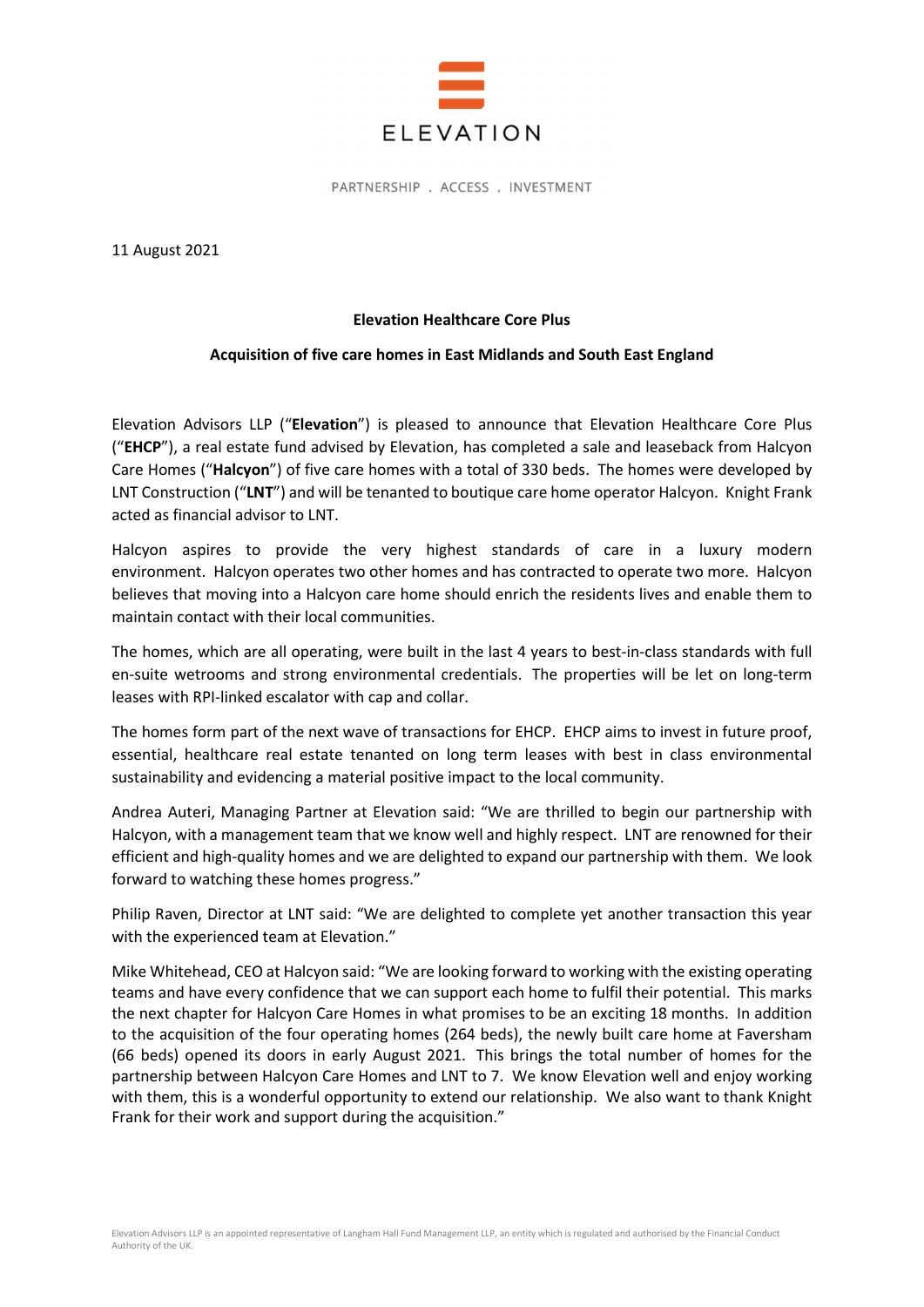ELEVATION

PARTNERSHIP . ACCESS . INVESTMENT

11 August 2021

**Elevation Healthcare Core Plus**

**Acquisition of five care homes in East Midlands and South East England**

Elevation Advisors LLP ("**Elevation**") is pleased to announce that Elevation Healthcare Core Plus ("**EHCP**"), a real estate fund advised by Elevation, has completed a sale and leaseback from Halcyon Care Homes ("**Halcyon**") of five care homes with a total of 330 beds. The homes were developed by LNT Construction ("**LNT**") and will be tenanted to boutique care home operator Halcyon. Knight Frank acted as financial advisor to LNT.

Halcyon aspires to provide the very highest standards of care in a luxury modern environment. Halcyon operates two other homes and has contracted to operate two more. Halcyon believes that moving into a Halcyon care home should enrich the residents lives and enable them to maintain contact with their local communities.

The homes, which are all operating, were built in the last 4 years to best-in-class standards with full en-suite wetrooms and strong environmental credentials. The properties will be let on long-term leases with RPI-linked escalator with cap and collar.

The homes form part of the next wave of transactions for EHCP. EHCP aims to invest in future proof, essential, healthcare real estate tenanted on long term leases with best in class environmental sustainability and evidencing a material positive impact to the local community.

Andrea Auteri, Managing Partner at Elevation said: "We are thrilled to begin our partnership with Halcyon, with a management team that we know well and highly respect. LNT are renowned for their efficient and high-quality homes and we are delighted to expand our partnership with them. We look forward to watching these homes progress."

Philip Raven, Director at LNT said: "We are delighted to complete yet another transaction this year with the experienced team at Elevation."

Mike Whitehead, CEO at Halcyon said: "We are looking forward to working with the existing operating teams and have every confidence that we can support each home to fulfil their potential. This marks the next chapter for Halcyon Care Homes in what promises to be an exciting 18 months. In addition to the acquisition of the four operating homes (264 beds), the newly built care home at Faversham (66 beds) opened its doors in early August 2021. This brings the total number of homes for the partnership between Halcyon Care Homes and LNT to 7. We know Elevation well and enjoy working with them, this is a wonderful opportunity to extend our relationship. We also want to thank Knight Frank for their work and support during the acquisition."

Elevation Advisors LLP is an appointed representative of Langham Hall Fund Management LLP, an entity which is regulated and authorised by the Financial Conduct Authority of the UK.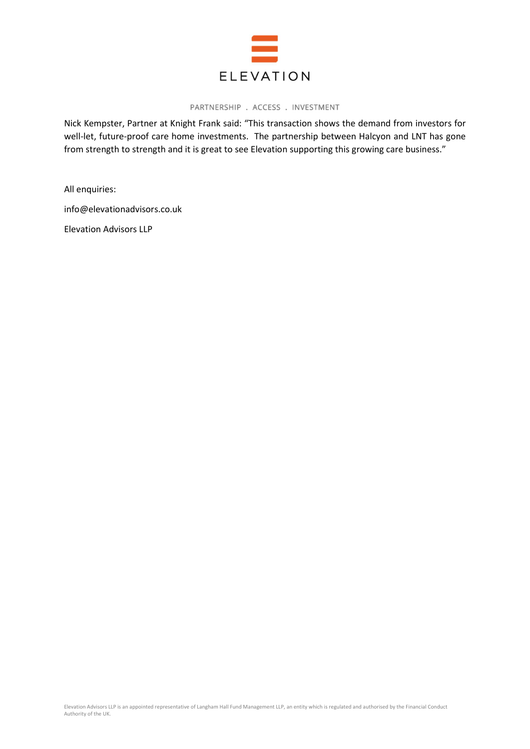Nick Kempster, Partner at Knight Frank said: "This transaction shows the demand from investors for well-let, future-proof care home investments. The partnership between Halcyon and LNT has gone from strength to strength and it is great to see Elevation supporting this growing care business."

All enquiries:

info@elevationadvisors.co.uk

Elevation Advisors LLP

Elevation Advisors LLP is an appointed representative of Langham Hall Fund Management LLP, an entity which is regulated and authorised by the Financial Conduct Authority of the UK.